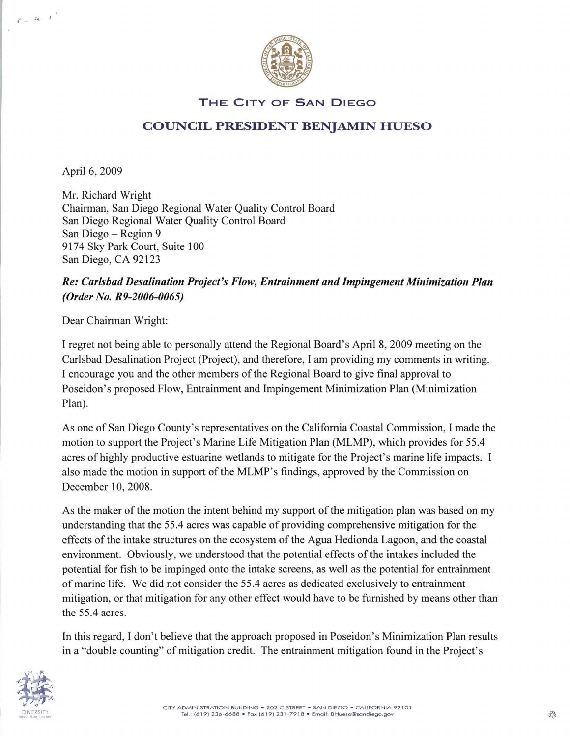**THE CITY OF SAN DIEGO**

**COUNCIL PRESIDENT BENJAMIN HUESO**

April 6, 2009

Mr. Richard Wright
Chairman, San Diego Regional Water Quality Control Board
San Diego Regional Water Quality Control Board
San Diego – Region 9
9174 Sky Park Court, Suite 100
San Diego, CA 92123

***Re: Carlsbad Desalination Project's Flow, Entrainment and Impingement Minimization Plan (Order No. R9-2006-0065)***

Dear Chairman Wright:

I regret not being able to personally attend the Regional Board's April 8, 2009 meeting on the Carlsbad Desalination Project (Project), and therefore, I am providing my comments in writing. I encourage you and the other members of the Regional Board to give final approval to Poseidon's proposed Flow, Entrainment and Impingement Minimization Plan (Minimization Plan).

As one of San Diego County's representatives on the California Coastal Commission, I made the motion to support the Project's Marine Life Mitigation Plan (MLMP), which provides for 55.4 acres of highly productive estuarine wetlands to mitigate for the Project's marine life impacts. I also made the motion in support of the MLMP's findings, approved by the Commission on December 10, 2008.

As the maker of the motion the intent behind my support of the mitigation plan was based on my understanding that the 55.4 acres was capable of providing comprehensive mitigation for the effects of the intake structures on the ecosystem of the Agua Hedionda Lagoon, and the coastal environment. Obviously, we understood that the potential effects of the intakes included the potential for fish to be impinged onto the intake screens, as well as the potential for entrainment of marine life. We did not consider the 55.4 acres as dedicated exclusively to entrainment mitigation, or that mitigation for any other effect would have to be furnished by means other than the 55.4 acres.

In this regard, I don't believe that the approach proposed in Poseidon's Minimization Plan results in a "double counting" of mitigation credit. The entrainment mitigation found in the Project's

CITY ADMINISTRATION BUILDING • 202 C STREET • SAN DIEGO • CALIFORNIA 92101
Tel.: (619) 236-6688 • Fax (619) 231-7918 • Email: BHueso@sandiego.gov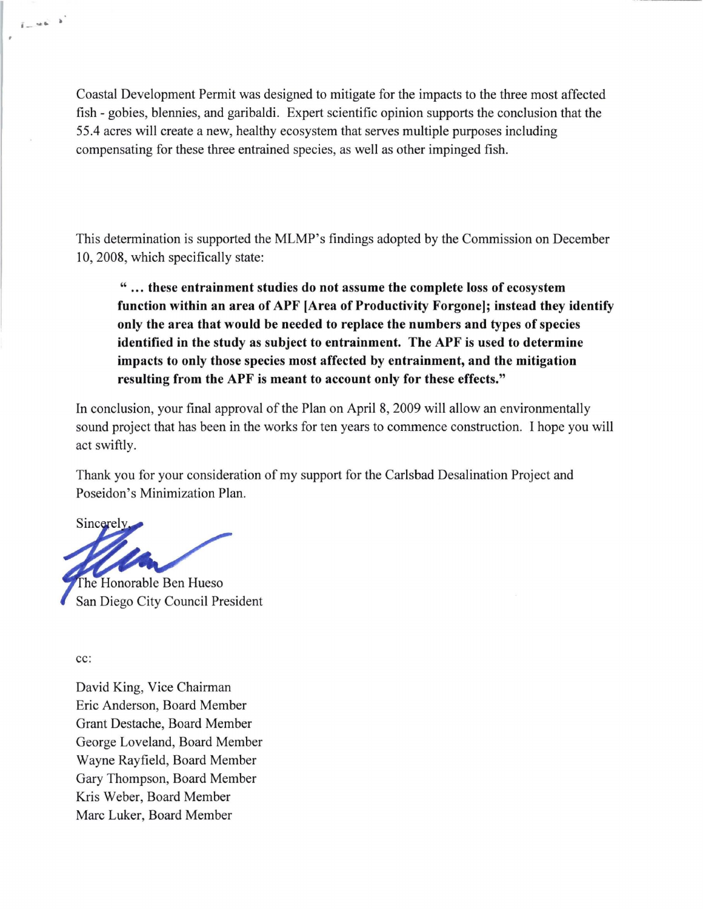Coastal Development Permit was designed to mitigate for the impacts to the three most affected fish - gobies, blennies, and garibaldi. Expert scientific opinion supports the conclusion that the 55.4 acres will create a new, healthy ecosystem that serves multiple purposes including compensating for these three entrained species, as well as other impinged fish.

This determination is supported the MLMP's findings adopted by the Commission on December 10, 2008, which specifically state:

> **" ... these entrainment studies do not assume the complete loss of ecosystem function within an area of APF [Area of Productivity Forgone]; instead they identify only the area that would be needed to replace the numbers and types of species identified in the study as subject to entrainment. The APF is used to determine impacts to only those species most affected by entrainment, and the mitigation resulting from the APF is meant to account only for these effects."**

In conclusion, your final approval of the Plan on April 8, 2009 will allow an environmentally sound project that has been in the works for ten years to commence construction. I hope you will act swiftly.

Thank you for your consideration of my support for the Carlsbad Desalination Project and Poseidon's Minimization Plan.

Sincerely,

The Honorable Ben Hueso
San Diego City Council President

cc:

David King, Vice Chairman
Eric Anderson, Board Member
Grant Destache, Board Member
George Loveland, Board Member
Wayne Rayfield, Board Member
Gary Thompson, Board Member
Kris Weber, Board Member
Marc Luker, Board Member